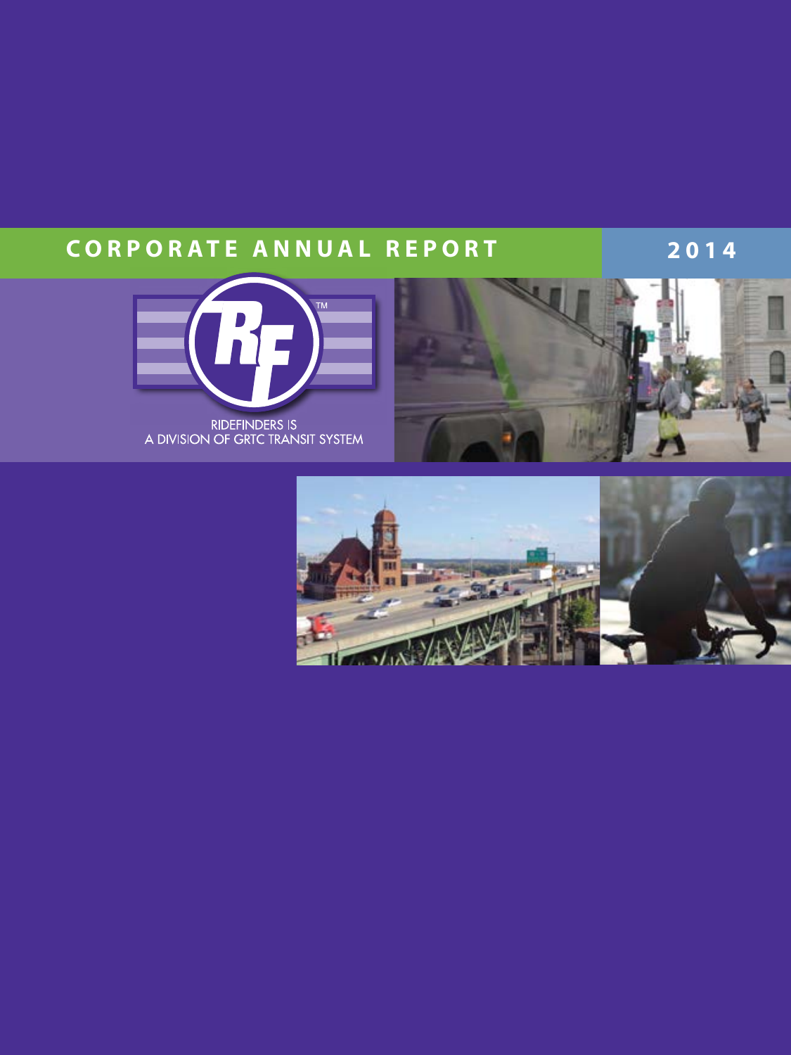# CORPORATE ANNUAL REPORT 2014

RIDEFINDERS IS
A DIVISION OF GRTC TRANSIT SYSTEM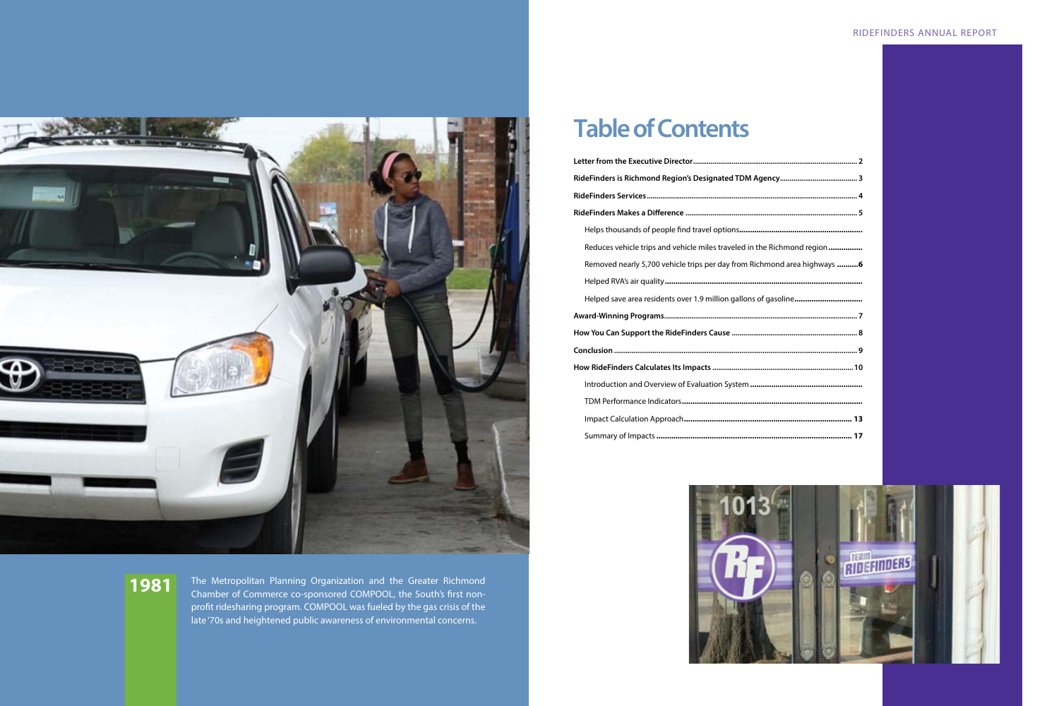# Table of Contents

**Letter from the Executive Director** .......... **2**

**RideFinders is Richmond Region's Designated TDM Agency** .......... **3**

**RideFinders Services** .......... **4**

**RideFinders Makes a Difference** .......... **5**

- Helps thousands of people find travel options..........
- Reduces vehicle trips and vehicle miles traveled in the Richmond region..........
- Removed nearly 5,700 vehicle trips per day from Richmond area highways .......... **6**
- Helped RVA's air quality..........
- Helped save area residents over 1.9 million gallons of gasoline..........

**Award-Winning Programs** .......... **7**

**How You Can Support the RideFinders Cause** .......... **8**

**Conclusion** .......... **9**

**How RideFinders Calculates Its Impacts** .......... **10**

- Introduction and Overview of Evaluation System..........
- TDM Performance Indicators..........
- Impact Calculation Approach .......... **13**
- Summary of Impacts .......... **17**

**1981**

The Metropolitan Planning Organization and the Greater Richmond Chamber of Commerce co-sponsored COMPOOL, the South's first non-profit ridesharing program. COMPOOL was fueled by the gas crisis of the late '70s and heightened public awareness of environmental concerns.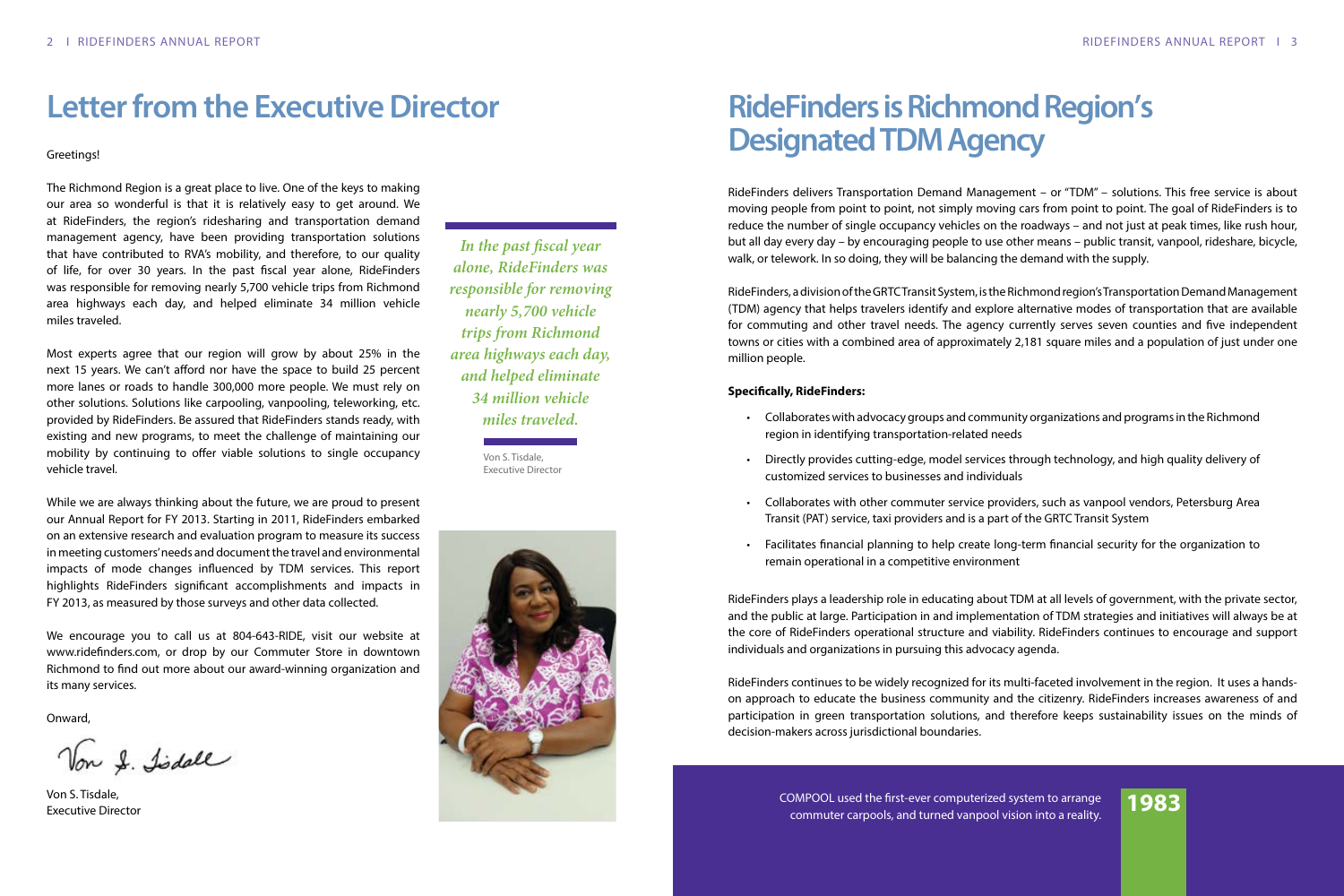# Letter from the Executive Director

Greetings!

The Richmond Region is a great place to live. One of the keys to making our area so wonderful is that it is relatively easy to get around. We at RideFinders, the region's ridesharing and transportation demand management agency, have been providing transportation solutions that have contributed to RVA's mobility, and therefore, to our quality of life, for over 30 years. In the past fiscal year alone, RideFinders was responsible for removing nearly 5,700 vehicle trips from Richmond area highways each day, and helped eliminate 34 million vehicle miles traveled.

Most experts agree that our region will grow by about 25% in the next 15 years. We can't afford nor have the space to build 25 percent more lanes or roads to handle 300,000 more people. We must rely on other solutions. Solutions like carpooling, vanpooling, teleworking, etc. provided by RideFinders. Be assured that RideFinders stands ready, with existing and new programs, to meet the challenge of maintaining our mobility by continuing to offer viable solutions to single occupancy vehicle travel.

While we are always thinking about the future, we are proud to present our Annual Report for FY 2013. Starting in 2011, RideFinders embarked on an extensive research and evaluation program to measure its success in meeting customers' needs and document the travel and environmental impacts of mode changes influenced by TDM services. This report highlights RideFinders significant accomplishments and impacts in FY 2013, as measured by those surveys and other data collected.

We encourage you to call us at 804-643-RIDE, visit our website at www.ridefinders.com, or drop by our Commuter Store in downtown Richmond to find out more about our award-winning organization and its many services.

Onward,

Von S. Tisdale,
Executive Director

> *In the past fiscal year alone, RideFinders was responsible for removing nearly 5,700 vehicle trips from Richmond area highways each day, and helped eliminate 34 million vehicle miles traveled.*
>
> Von S. Tisdale,
> Executive Director

# RideFinders is Richmond Region's Designated TDM Agency

RideFinders delivers Transportation Demand Management – or "TDM" – solutions. This free service is about moving people from point to point, not simply moving cars from point to point. The goal of RideFinders is to reduce the number of single occupancy vehicles on the roadways – and not just at peak times, like rush hour, but all day every day – by encouraging people to use other means – public transit, vanpool, rideshare, bicycle, walk, or telework. In so doing, they will be balancing the demand with the supply.

RideFinders, a division of the GRTC Transit System, is the Richmond region's Transportation Demand Management (TDM) agency that helps travelers identify and explore alternative modes of transportation that are available for commuting and other travel needs. The agency currently serves seven counties and five independent towns or cities with a combined area of approximately 2,181 square miles and a population of just under one million people.

**Specifically, RideFinders:**

- Collaborates with advocacy groups and community organizations and programs in the Richmond region in identifying transportation-related needs
- Directly provides cutting-edge, model services through technology, and high quality delivery of customized services to businesses and individuals
- Collaborates with other commuter service providers, such as vanpool vendors, Petersburg Area Transit (PAT) service, taxi providers and is a part of the GRTC Transit System
- Facilitates financial planning to help create long-term financial security for the organization to remain operational in a competitive environment

RideFinders plays a leadership role in educating about TDM at all levels of government, with the private sector, and the public at large. Participation in and implementation of TDM strategies and initiatives will always be at the core of RideFinders operational structure and viability. RideFinders continues to encourage and support individuals and organizations in pursuing this advocacy agenda.

RideFinders continues to be widely recognized for its multi-faceted involvement in the region. It uses a hands-on approach to educate the business community and the citizenry. RideFinders increases awareness of and participation in green transportation solutions, and therefore keeps sustainability issues on the minds of decision-makers across jurisdictional boundaries.

COMPOOL used the first-ever computerized system to arrange commuter carpools, and turned vanpool vision into a reality. **1983**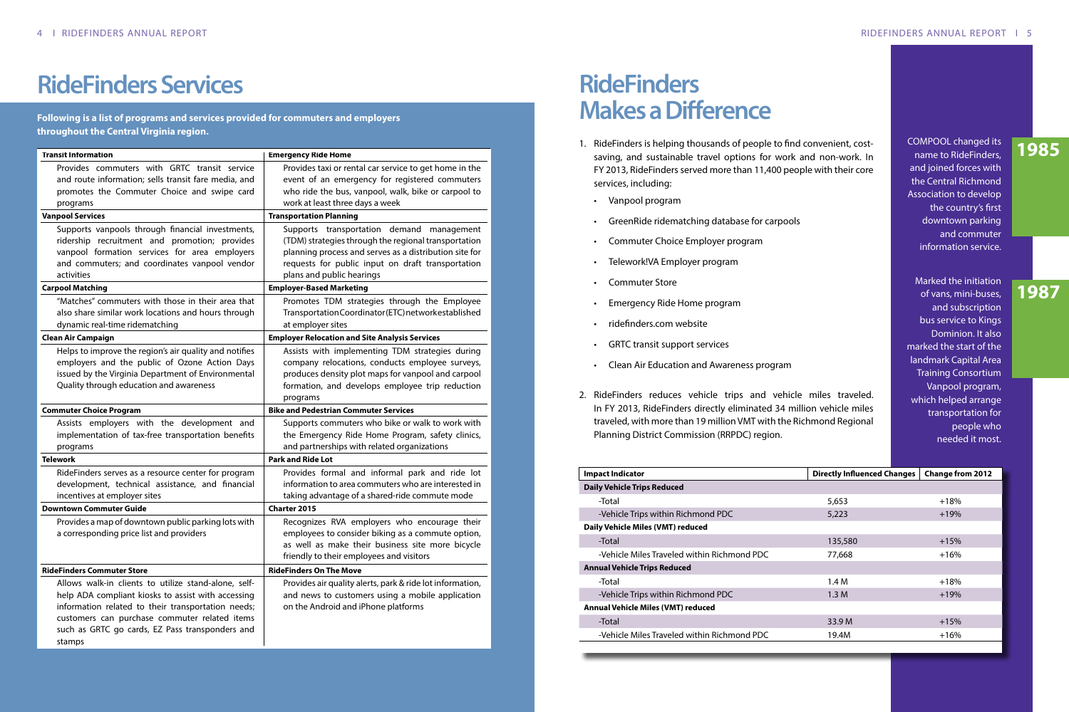# RideFinders Services

**Following is a list of programs and services provided for commuters and employers throughout the Central Virginia region.**

| Service | Description |
|---|---|
| **Transit Information** | Provides commuters with GRTC transit service and route information; sells transit fare media, and promotes the Commuter Choice and swipe card programs |
| **Vanpool Services** | Supports vanpools through financial investments, ridership recruitment and promotion; provides vanpool formation services for area employers and commuters; and coordinates vanpool vendor activities |
| **Carpool Matching** | "Matches" commuters with those in their area that also share similar work locations and hours through dynamic real-time ridematching |
| **Clean Air Campaign** | Helps to improve the region's air quality and notifies employers and the public of Ozone Action Days issued by the Virginia Department of Environmental Quality through education and awareness |
| **Commuter Choice Program** | Assists employers with the development and implementation of tax-free transportation benefits programs |
| **Telework** | RideFinders serves as a resource center for program development, technical assistance, and financial incentives at employer sites |
| **Downtown Commuter Guide** | Provides a map of downtown public parking lots with a corresponding price list and providers |
| **RideFinders Commuter Store** | Allows walk-in clients to utilize stand-alone, self-help ADA compliant kiosks to assist with accessing information related to their transportation needs; customers can purchase commuter related items such as GRTC go cards, EZ Pass transponders and stamps |
| **Emergency Ride Home** | Provides taxi or rental car service to get home in the event of an emergency for registered commuters who ride the bus, vanpool, walk, bike or carpool to work at least three days a week |
| **Transportation Planning** | Supports transportation demand management (TDM) strategies through the regional transportation planning process and serves as a distribution site for requests for public input on draft transportation plans and public hearings |
| **Employer-Based Marketing** | Promotes TDM strategies through the Employee Transportation Coordinator (ETC) network established at employer sites |
| **Employer Relocation and Site Analysis Services** | Assists with implementing TDM strategies during company relocations, conducts employee surveys, produces density plot maps for vanpool and carpool formation, and develops employee trip reduction programs |
| **Bike and Pedestrian Commuter Services** | Supports commuters who bike or walk to work with the Emergency Ride Home Program, safety clinics, and partnerships with related organizations |
| **Park and Ride Lot** | Provides formal and informal park and ride lot information to area commuters who are interested in taking advantage of a shared-ride commute mode |
| **Charter 2015** | Recognizes RVA employers who encourage their employees to consider biking as a commute option, as well as make their business site more bicycle friendly to their employees and visitors |
| **RideFinders On The Move** | Provides air quality alerts, park & ride lot information, and news to customers using a mobile application on the Android and iPhone platforms |

# RideFinders Makes a Difference

1. RideFinders is helping thousands of people to find convenient, cost-saving, and sustainable travel options for work and non-work. In FY 2013, RideFinders served more than 11,400 people with their core services, including:
   - Vanpool program
   - GreenRide ridematching database for carpools
   - Commuter Choice Employer program
   - Telework!VA Employer program
   - Commuter Store
   - Emergency Ride Home program
   - ridefinders.com website
   - GRTC transit support services
   - Clean Air Education and Awareness program
2. RideFinders reduces vehicle trips and vehicle miles traveled. In FY 2013, RideFinders directly eliminated 34 million vehicle miles traveled, with more than 19 million VMT with the Richmond Regional Planning District Commission (RRPDC) region.

| Impact Indicator | Directly Influenced Changes | Change from 2012 |
|---|---|---|
| **Daily Vehicle Trips Reduced** | | |
| -Total | 5,653 | +18% |
| -Vehicle Trips within Richmond PDC | 5,223 | +19% |
| **Daily Vehicle Miles (VMT) reduced** | | |
| -Total | 135,580 | +15% |
| -Vehicle Miles Traveled within Richmond PDC | 77,668 | +16% |
| **Annual Vehicle Trips Reduced** | | |
| -Total | 1.4 M | +18% |
| -Vehicle Trips within Richmond PDC | 1.3 M | +19% |
| **Annual Vehicle Miles (VMT) reduced** | | |
| -Total | 33.9 M | +15% |
| -Vehicle Miles Traveled within Richmond PDC | 19.4M | +16% |

**1985**

COMPOOL changed its name to RideFinders, and joined forces with the Central Richmond Association to develop the country's first downtown parking and commuter information service.

**1987**

Marked the initiation of vans, mini-buses, and subscription bus service to Kings Dominion. It also marked the start of the landmark Capital Area Training Consortium Vanpool program, which helped arrange transportation for people who needed it most.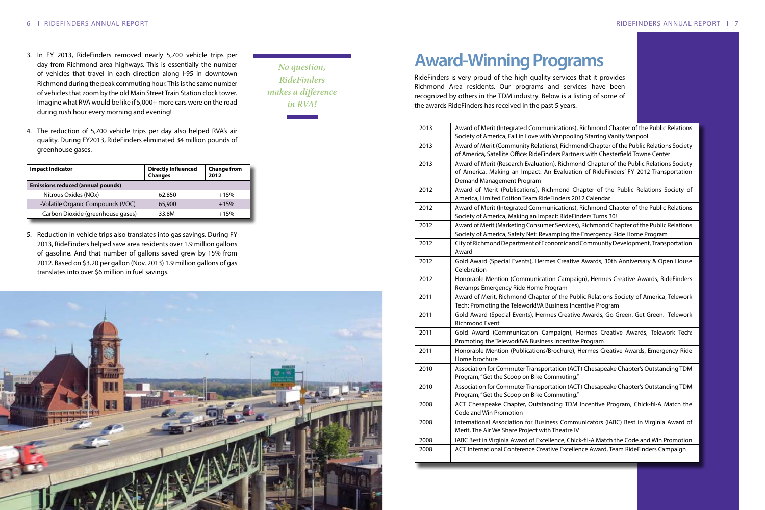3. In FY 2013, RideFinders removed nearly 5,700 vehicle trips per day from Richmond area highways. This is essentially the number of vehicles that travel in each direction along I-95 in downtown Richmond during the peak commuting hour. This is the same number of vehicles that zoom by the old Main Street Train Station clock tower. Imagine what RVA would be like if 5,000+ more cars were on the road during rush hour every morning and evening!

4. The reduction of 5,700 vehicle trips per day also helped RVA's air quality. During FY2013, RideFinders eliminated 34 million pounds of greenhouse gases.

| Impact Indicator | Directly Influenced Changes | Change from 2012 |
|---|---|---|
| **Emissions reduced (annual pounds)** | | |
| - Nitrous Oxides (NOx) | 62.850 | +15% |
| -Volatile Organic Compounds (VOC) | 65,900 | +15% |
| -Carbon Dioxide (greenhouse gases) | 33.8M | +15% |

5. Reduction in vehicle trips also translates into gas savings. During FY 2013, RideFinders helped save area residents over 1.9 million gallons of gasoline. And that number of gallons saved grew by 15% from 2012. Based on $3.20 per gallon (Nov. 2013) 1.9 million gallons of gas translates into over $6 million in fuel savings.

*No question, RideFinders makes a difference in RVA!*

# Award-Winning Programs

RideFinders is very proud of the high quality services that it provides Richmond Area residents. Our programs and services have been recognized by others in the TDM industry. Below is a listing of some of the awards RideFinders has received in the past 5 years.

| Year | Award |
|---|---|
| 2013 | Award of Merit (Integrated Communications), Richmond Chapter of the Public Relations Society of America, Fall in Love with Vanpooling Starring Vanity Vanpool |
| 2013 | Award of Merit (Community Relations), Richmond Chapter of the Public Relations Society of America, Satellite Office: RideFinders Partners with Chesterfield Towne Center |
| 2013 | Award of Merit (Research Evaluation), Richmond Chapter of the Public Relations Society of America, Making an Impact: An Evaluation of RideFinders' FY 2012 Transportation Demand Management Program |
| 2012 | Award of Merit (Publications), Richmond Chapter of the Public Relations Society of America, Limited Edition Team RideFinders 2012 Calendar |
| 2012 | Award of Merit (Integrated Communications), Richmond Chapter of the Public Relations Society of America, Making an Impact: RideFinders Turns 30! |
| 2012 | Award of Merit (Marketing Consumer Services), Richmond Chapter of the Public Relations Society of America, Safety Net: Revamping the Emergency Ride Home Program |
| 2012 | City of Richmond Department of Economic and Community Development, Transportation Award |
| 2012 | Gold Award (Special Events), Hermes Creative Awards, 30th Anniversary & Open House Celebration |
| 2012 | Honorable Mention (Communication Campaign), Hermes Creative Awards, RideFinders Revamps Emergency Ride Home Program |
| 2011 | Award of Merit, Richmond Chapter of the Public Relations Society of America, Telework Tech: Promoting the Telework!VA Business Incentive Program |
| 2011 | Gold Award (Special Events), Hermes Creative Awards, Go Green. Get Green. Telework Richmond Event |
| 2011 | Gold Award (Communication Campaign), Hermes Creative Awards, Telework Tech: Promoting the Telework!VA Business Incentive Program |
| 2011 | Honorable Mention (Publications/Brochure), Hermes Creative Awards, Emergency Ride Home brochure |
| 2010 | Association for Commuter Transportation (ACT) Chesapeake Chapter's Outstanding TDM Program, "Get the Scoop on Bike Commuting." |
| 2010 | Association for Commuter Transportation (ACT) Chesapeake Chapter's Outstanding TDM Program, "Get the Scoop on Bike Commuting." |
| 2008 | ACT Chesapeake Chapter, Outstanding TDM Incentive Program, Chick-fil-A Match the Code and Win Promotion |
| 2008 | International Association for Business Communicators (IABC) Best in Virginia Award of Merit, The Air We Share Project with Theatre IV |
| 2008 | IABC Best in Virginia Award of Excellence, Chick-fil-A Match the Code and Win Promotion |
| 2008 | ACT International Conference Creative Excellence Award, Team RideFinders Campaign |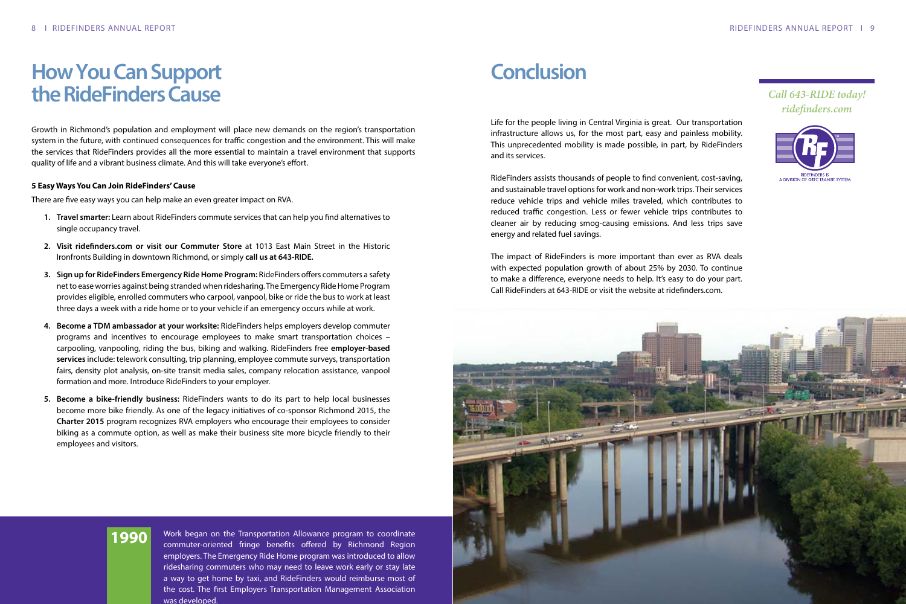# How You Can Support the RideFinders Cause

Growth in Richmond's population and employment will place new demands on the region's transportation system in the future, with continued consequences for traffic congestion and the environment. This will make the services that RideFinders provides all the more essential to maintain a travel environment that supports quality of life and a vibrant business climate. And this will take everyone's effort.

**5 Easy Ways You Can Join RideFinders' Cause**

There are five easy ways you can help make an even greater impact on RVA.

1. **Travel smarter:** Learn about RideFinders commute services that can help you find alternatives to single occupancy travel.
2. **Visit ridefinders.com or visit our Commuter Store** at 1013 East Main Street in the Historic Ironfronts Building in downtown Richmond, or simply **call us at 643-RIDE.**
3. **Sign up for RideFinders Emergency Ride Home Program:** RideFinders offers commuters a safety net to ease worries against being stranded when ridesharing. The Emergency Ride Home Program provides eligible, enrolled commuters who carpool, vanpool, bike or ride the bus to work at least three days a week with a ride home or to your vehicle if an emergency occurs while at work.
4. **Become a TDM ambassador at your worksite:** RideFinders helps employers develop commuter programs and incentives to encourage employees to make smart transportation choices – carpooling, vanpooling, riding the bus, biking and walking. RideFinders free **employer-based services** include: telework consulting, trip planning, employee commute surveys, transportation fairs, density plot analysis, on-site transit media sales, company relocation assistance, vanpool formation and more. Introduce RideFinders to your employer.
5. **Become a bike-friendly business:** RideFinders wants to do its part to help local businesses become more bike friendly. As one of the legacy initiatives of co-sponsor Richmond 2015, the **Charter 2015** program recognizes RVA employers who encourage their employees to consider biking as a commute option, as well as make their business site more bicycle friendly to their employees and visitors.

**1990** Work began on the Transportation Allowance program to coordinate commuter-oriented fringe benefits offered by Richmond Region employers. The Emergency Ride Home program was introduced to allow ridesharing commuters who may need to leave work early or stay late a way to get home by taxi, and RideFinders would reimburse most of the cost. The first Employers Transportation Management Association was developed.

# Conclusion

Life for the people living in Central Virginia is great. Our transportation infrastructure allows us, for the most part, easy and painless mobility. This unprecedented mobility is made possible, in part, by RideFinders and its services.

RideFinders assists thousands of people to find convenient, cost-saving, and sustainable travel options for work and non-work trips. Their services reduce vehicle trips and vehicle miles traveled, which contributes to reduced traffic congestion. Less or fewer vehicle trips contributes to cleaner air by reducing smog-causing emissions. And less trips save energy and related fuel savings.

The impact of RideFinders is more important than ever as RVA deals with expected population growth of about 25% by 2030. To continue to make a difference, everyone needs to help. It's easy to do your part. Call RideFinders at 643-RIDE or visit the website at ridefinders.com.

*Call 643-RIDE today!*
*ridefinders.com*

RIDEFINDERS IS A DIVISION OF GRTC TRANSIT SYSTEM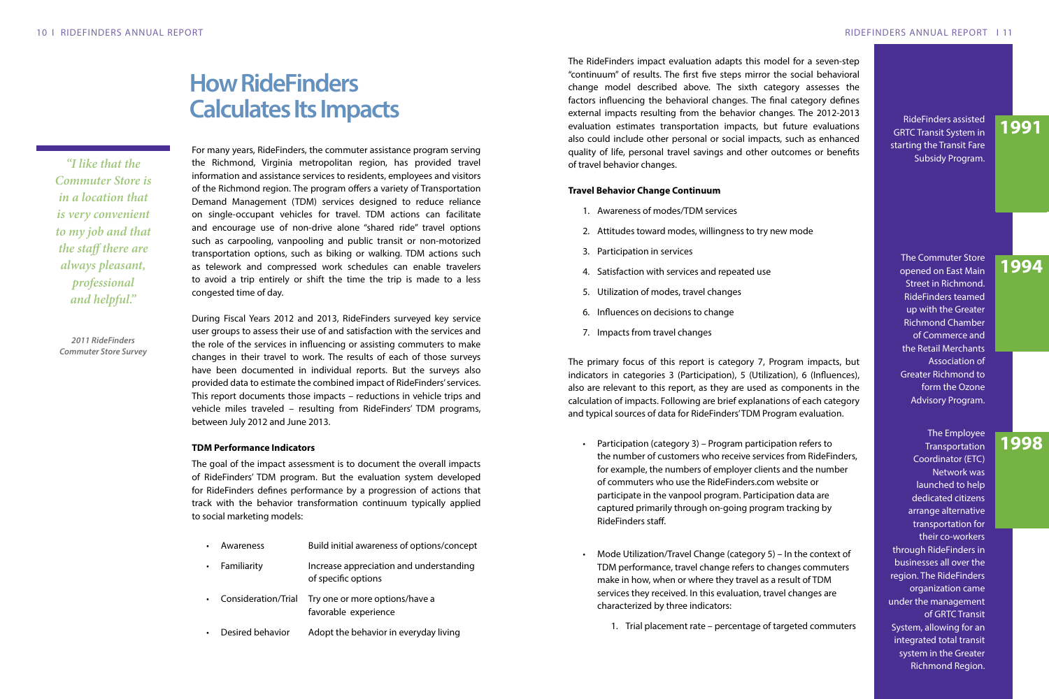# How RideFinders Calculates Its Impacts

> *"I like that the Commuter Store is in a location that is very convenient to my job and that the staff there are always pleasant, professional and helpful."*
>
> *2011 RideFinders Commuter Store Survey*

For many years, RideFinders, the commuter assistance program serving the Richmond, Virginia metropolitan region, has provided travel information and assistance services to residents, employees and visitors of the Richmond region. The program offers a variety of Transportation Demand Management (TDM) services designed to reduce reliance on single-occupant vehicles for travel. TDM actions can facilitate and encourage use of non-drive alone "shared ride" travel options such as carpooling, vanpooling and public transit or non-motorized transportation options, such as biking or walking. TDM actions such as telework and compressed work schedules can enable travelers to avoid a trip entirely or shift the time the trip is made to a less congested time of day.

During Fiscal Years 2012 and 2013, RideFinders surveyed key service user groups to assess their use of and satisfaction with the services and the role of the services in influencing or assisting commuters to make changes in their travel to work. The results of each of those surveys have been documented in individual reports. But the surveys also provided data to estimate the combined impact of RideFinders' services. This report documents those impacts – reductions in vehicle trips and vehicle miles traveled – resulting from RideFinders' TDM programs, between July 2012 and June 2013.

**TDM Performance Indicators**

The goal of the impact assessment is to document the overall impacts of RideFinders' TDM program. But the evaluation system developed for RideFinders defines performance by a progression of actions that track with the behavior transformation continuum typically applied to social marketing models:

- Awareness — Build initial awareness of options/concept
- Familiarity — Increase appreciation and understanding of specific options
- Consideration/Trial — Try one or more options/have a favorable experience
- Desired behavior — Adopt the behavior in everyday living

The RideFinders impact evaluation adapts this model for a seven-step "continuum" of results. The first five steps mirror the social behavioral change model described above. The sixth category assesses the factors influencing the behavioral changes. The final category defines external impacts resulting from the behavior changes. The 2012-2013 evaluation estimates transportation impacts, but future evaluations also could include other personal or social impacts, such as enhanced quality of life, personal travel savings and other outcomes or benefits of travel behavior changes.

**Travel Behavior Change Continuum**

1. Awareness of modes/TDM services
2. Attitudes toward modes, willingness to try new mode
3. Participation in services
4. Satisfaction with services and repeated use
5. Utilization of modes, travel changes
6. Influences on decisions to change
7. Impacts from travel changes

The primary focus of this report is category 7, Program impacts, but indicators in categories 3 (Participation), 5 (Utilization), 6 (Influences), also are relevant to this report, as they are used as components in the calculation of impacts. Following are brief explanations of each category and typical sources of data for RideFinders' TDM Program evaluation.

- Participation (category 3) – Program participation refers to the number of customers who receive services from RideFinders, for example, the numbers of employer clients and the number of commuters who use the RideFinders.com website or participate in the vanpool program. Participation data are captured primarily through on-going program tracking by RideFinders staff.

- Mode Utilization/Travel Change (category 5) – In the context of TDM performance, travel change refers to changes commuters make in how, when or where they travel as a result of TDM services they received. In this evaluation, travel changes are characterized by three indicators:

    1. Trial placement rate – percentage of targeted commuters

**1991** — RideFinders assisted GRTC Transit System in starting the Transit Fare Subsidy Program.

**1994** — The Commuter Store opened on East Main Street in Richmond. RideFinders teamed up with the Greater Richmond Chamber of Commerce and the Retail Merchants Association of Greater Richmond to form the Ozone Advisory Program.

**1998** — The Employee Transportation Coordinator (ETC) Network was launched to help dedicated citizens arrange alternative transportation for their co-workers through RideFinders in businesses all over the region. The RideFinders organization came under the management of GRTC Transit System, allowing for an integrated total transit system in the Greater Richmond Region.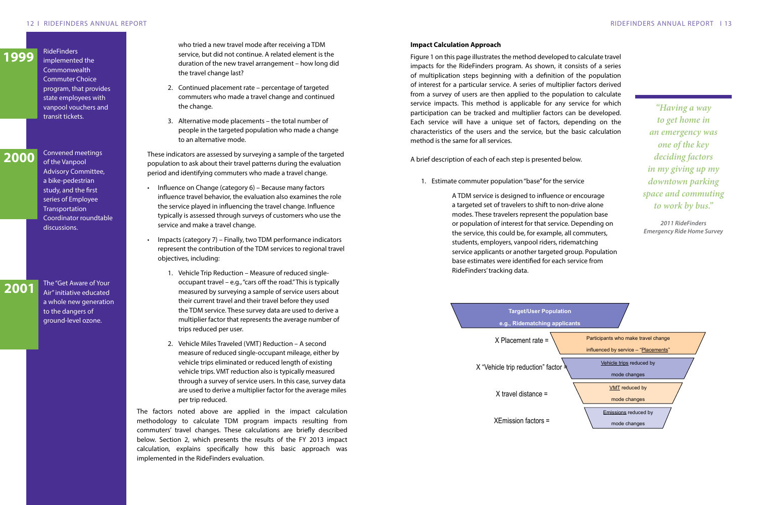**1999** RideFinders implemented the Commonwealth Commuter Choice program, that provides state employees with vanpool vouchers and transit tickets.

**2000** Convened meetings of the Vanpool Advisory Committee, a bike-pedestrian study, and the first series of Employee Transportation Coordinator roundtable discussions.

**2001** The "Get Aware of Your Air" initiative educated a whole new generation to the dangers of ground-level ozone.

who tried a new travel mode after receiving a TDM service, but did not continue. A related element is the duration of the new travel arrangement – how long did the travel change last?

2. Continued placement rate – percentage of targeted commuters who made a travel change and continued the change.
3. Alternative mode placements – the total number of people in the targeted population who made a change to an alternative mode.

These indicators are assessed by surveying a sample of the targeted population to ask about their travel patterns during the evaluation period and identifying commuters who made a travel change.

- Influence on Change (category 6) – Because many factors influence travel behavior, the evaluation also examines the role the service played in influencing the travel change. Influence typically is assessed through surveys of customers who use the service and make a travel change.
- Impacts (category 7) – Finally, two TDM performance indicators represent the contribution of the TDM services to regional travel objectives, including:
  1. Vehicle Trip Reduction – Measure of reduced single-occupant travel – e.g., "cars off the road." This is typically measured by surveying a sample of service users about their current travel and their travel before they used the TDM service. These survey data are used to derive a multiplier factor that represents the average number of trips reduced per user.
  2. Vehicle Miles Traveled (VMT) Reduction – A second measure of reduced single-occupant mileage, either by vehicle trips eliminated or reduced length of existing vehicle trips. VMT reduction also is typically measured through a survey of service users. In this case, survey data are used to derive a multiplier factor for the average miles per trip reduced.

The factors noted above are applied in the impact calculation methodology to calculate TDM program impacts resulting from commuters' travel changes. These calculations are briefly described below. Section 2, which presents the results of the FY 2013 impact calculation, explains specifically how this basic approach was implemented in the RideFinders evaluation.

**Impact Calculation Approach**

Figure 1 on this page illustrates the method developed to calculate travel impacts for the RideFinders program. As shown, it consists of a series of multiplication steps beginning with a definition of the population of interest for a particular service. A series of multiplier factors derived from a survey of users are then applied to the population to calculate service impacts. This method is applicable for any service for which participation can be tracked and multiplier factors can be developed. Each service will have a unique set of factors, depending on the characteristics of the users and the service, but the basic calculation method is the same for all services.

A brief description of each of each step is presented below.

1. Estimate commuter population "base" for the service

   A TDM service is designed to influence or encourage a targeted set of travelers to shift to non-drive alone modes. These travelers represent the population base or population of interest for that service. Depending on the service, this could be, for example, all commuters, students, employers, vanpool riders, ridematching service applicants or another targeted group. Population base estimates were identified for each service from RideFinders' tracking data.

**Target/User Population**
**e.g., Ridematching applicants**

X Placement rate = Participants who make travel change influenced by service – "Placements"

X "Vehicle trip reduction" factor = Vehicle trips reduced by mode changes

X travel distance = VMT reduced by mode changes

XEmission factors = Emissions reduced by mode changes

*"Having a way to get home in an emergency was one of the key deciding factors in my giving up my downtown parking space and commuting to work by bus."*

*2011 RideFinders Emergency Ride Home Survey*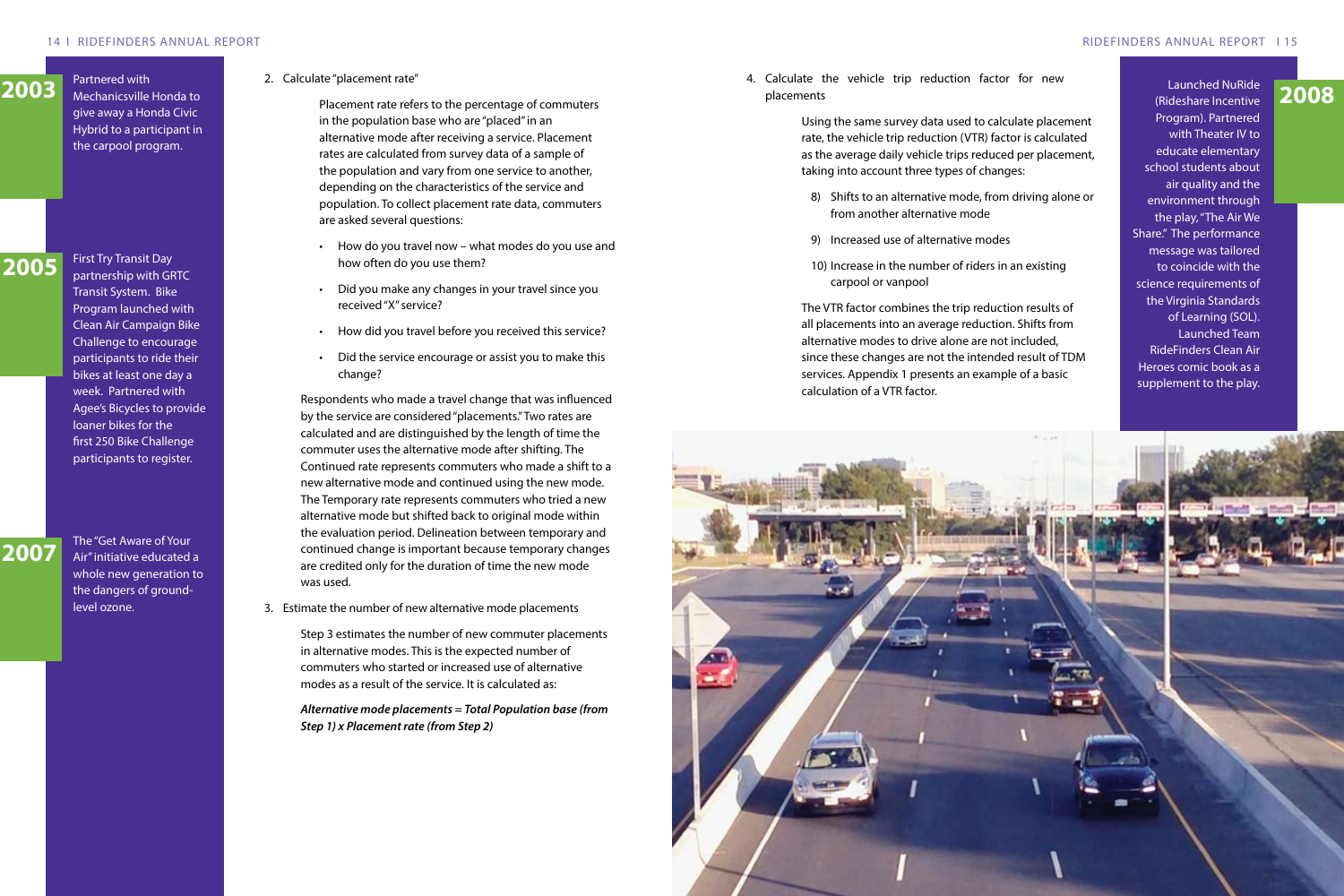**2003**

Partnered with Mechanicsville Honda to give away a Honda Civic Hybrid to a participant in the carpool program.

**2005**

First Try Transit Day partnership with GRTC Transit System. Bike Program launched with Clean Air Campaign Bike Challenge to encourage participants to ride their bikes at least one day a week. Partnered with Agee's Bicycles to provide loaner bikes for the first 250 Bike Challenge participants to register.

**2007**

The "Get Aware of Your Air" initiative educated a whole new generation to the dangers of ground-level ozone.

2. Calculate "placement rate"

Placement rate refers to the percentage of commuters in the population base who are "placed" in an alternative mode after receiving a service. Placement rates are calculated from survey data of a sample of the population and vary from one service to another, depending on the characteristics of the service and population. To collect placement rate data, commuters are asked several questions:

- How do you travel now – what modes do you use and how often do you use them?
- Did you make any changes in your travel since you received "X" service?
- How did you travel before you received this service?
- Did the service encourage or assist you to make this change?

Respondents who made a travel change that was influenced by the service are considered "placements." Two rates are calculated and are distinguished by the length of time the commuter uses the alternative mode after shifting. The Continued rate represents commuters who made a shift to a new alternative mode and continued using the new mode. The Temporary rate represents commuters who tried a new alternative mode but shifted back to original mode within the evaluation period. Delineation between temporary and continued change is important because temporary changes are credited only for the duration of time the new mode was used.

3. Estimate the number of new alternative mode placements

Step 3 estimates the number of new commuter placements in alternative modes. This is the expected number of commuters who started or increased use of alternative modes as a result of the service. It is calculated as:

***Alternative mode placements = Total Population base (from Step 1) x Placement rate (from Step 2)***

4. Calculate the vehicle trip reduction factor for new placements

Using the same survey data used to calculate placement rate, the vehicle trip reduction (VTR) factor is calculated as the average daily vehicle trips reduced per placement, taking into account three types of changes:

8) Shifts to an alternative mode, from driving alone or from another alternative mode
9) Increased use of alternative modes
10) Increase in the number of riders in an existing carpool or vanpool

The VTR factor combines the trip reduction results of all placements into an average reduction. Shifts from alternative modes to drive alone are not included, since these changes are not the intended result of TDM services. Appendix 1 presents an example of a basic calculation of a VTR factor.

**2008**

Launched NuRide (Rideshare Incentive Program). Partnered with Theater IV to educate elementary school students about air quality and the environment through the play, "The Air We Share." The performance message was tailored to coincide with the science requirements of the Virginia Standards of Learning (SOL). Launched Team RideFinders Clean Air Heroes comic book as a supplement to the play.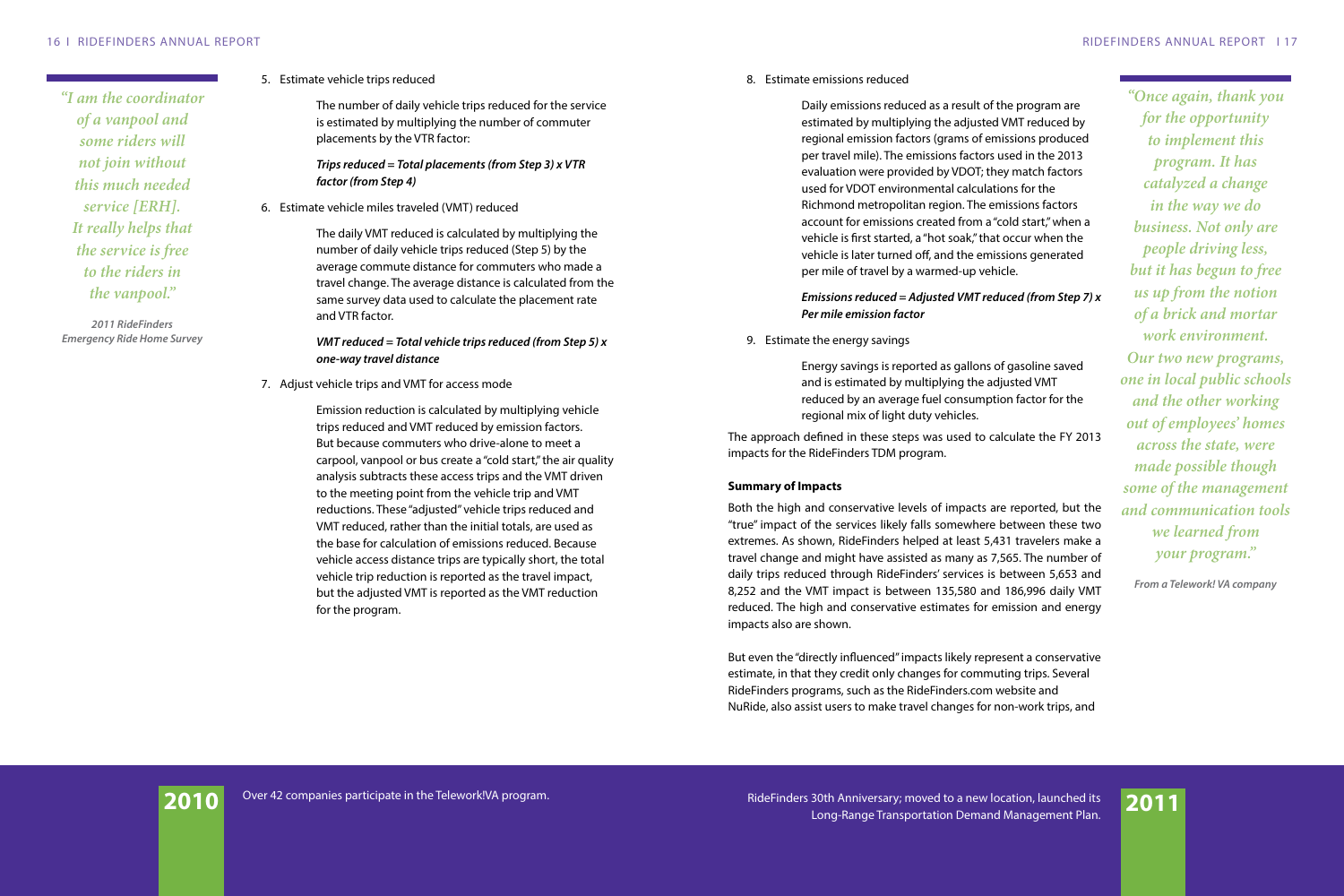*"I am the coordinator of a vanpool and some riders will not join without this much needed service [ERH]. It really helps that the service is free to the riders in the vanpool."*

***2011 RideFinders Emergency Ride Home Survey***

5. Estimate vehicle trips reduced

   The number of daily vehicle trips reduced for the service is estimated by multiplying the number of commuter placements by the VTR factor:

   ***Trips reduced = Total placements (from Step 3) x VTR factor (from Step 4)***

6. Estimate vehicle miles traveled (VMT) reduced

   The daily VMT reduced is calculated by multiplying the number of daily vehicle trips reduced (Step 5) by the average commute distance for commuters who made a travel change. The average distance is calculated from the same survey data used to calculate the placement rate and VTR factor.

   ***VMT reduced = Total vehicle trips reduced (from Step 5) x one-way travel distance***

7. Adjust vehicle trips and VMT for access mode

   Emission reduction is calculated by multiplying vehicle trips reduced and VMT reduced by emission factors. But because commuters who drive-alone to meet a carpool, vanpool or bus create a "cold start," the air quality analysis subtracts these access trips and the VMT driven to the meeting point from the vehicle trip and VMT reductions. These "adjusted" vehicle trips reduced and VMT reduced, rather than the initial totals, are used as the base for calculation of emissions reduced. Because vehicle access distance trips are typically short, the total vehicle trip reduction is reported as the travel impact, but the adjusted VMT is reported as the VMT reduction for the program.

8. Estimate emissions reduced

   Daily emissions reduced as a result of the program are estimated by multiplying the adjusted VMT reduced by regional emission factors (grams of emissions produced per travel mile). The emissions factors used in the 2013 evaluation were provided by VDOT; they match factors used for VDOT environmental calculations for the Richmond metropolitan region. The emissions factors account for emissions created from a "cold start," when a vehicle is first started, a "hot soak," that occur when the vehicle is later turned off, and the emissions generated per mile of travel by a warmed-up vehicle.

   ***Emissions reduced = Adjusted VMT reduced (from Step 7) x Per mile emission factor***

9. Estimate the energy savings

   Energy savings is reported as gallons of gasoline saved and is estimated by multiplying the adjusted VMT reduced by an average fuel consumption factor for the regional mix of light duty vehicles.

The approach defined in these steps was used to calculate the FY 2013 impacts for the RideFinders TDM program.

**Summary of Impacts**

Both the high and conservative levels of impacts are reported, but the "true" impact of the services likely falls somewhere between these two extremes. As shown, RideFinders helped at least 5,431 travelers make a travel change and might have assisted as many as 7,565. The number of daily trips reduced through RideFinders' services is between 5,653 and 8,252 and the VMT impact is between 135,580 and 186,996 daily VMT reduced. The high and conservative estimates for emission and energy impacts also are shown.

But even the "directly influenced" impacts likely represent a conservative estimate, in that they credit only changes for commuting trips. Several RideFinders programs, such as the RideFinders.com website and NuRide, also assist users to make travel changes for non-work trips, and

*"Once again, thank you for the opportunity to implement this program. It has catalyzed a change in the way we do business. Not only are people driving less, but it has begun to free us up from the notion of a brick and mortar work environment. Our two new programs, one in local public schools and the other working out of employees' homes across the state, were made possible though some of the management and communication tools we learned from your program."*

***From a Telework! VA company***

**2010** Over 42 companies participate in the Telework!VA program.

**2011** RideFinders 30th Anniversary; moved to a new location, launched its Long-Range Transportation Demand Management Plan.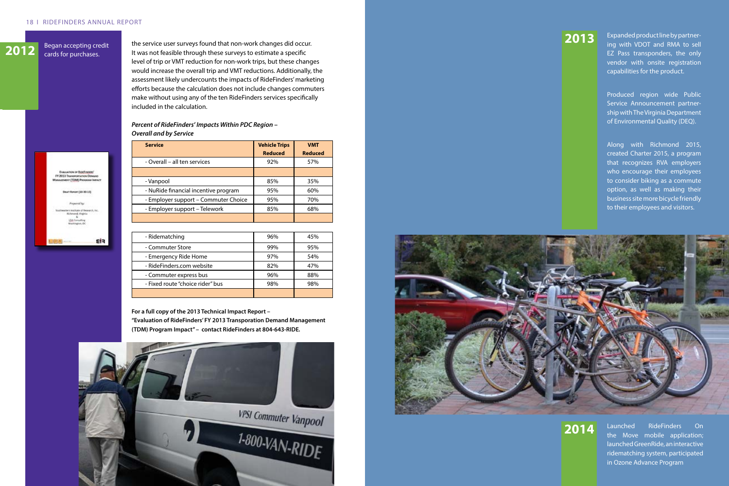**2012** Began accepting credit cards for purchases.

the service user surveys found that non-work changes did occur. It was not feasible through these surveys to estimate a specific level of trip or VMT reduction for non-work trips, but these changes would increase the overall trip and VMT reductions. Additionally, the assessment likely undercounts the impacts of RideFinders' marketing efforts because the calculation does not include changes commuters make without using any of the ten RideFinders services specifically included in the calculation.

***Percent of RideFinders' Impacts Within PDC Region – Overall and by Service***

| Service | Vehicle Trips Reduced | VMT Reduced |
|---|---|---|
| - Overall – all ten services | 92% | 57% |
| | | |
| - Vanpool | 85% | 35% |
| - NuRide financial incentive program | 95% | 60% |
| - Employer support – Commuter Choice | 95% | 70% |
| - Employer support – Telework | 85% | 68% |
| | | |
| - Ridematching | 96% | 45% |
| - Commuter Store | 99% | 95% |
| - Emergency Ride Home | 97% | 54% |
| - RideFinders.com website | 82% | 47% |
| - Commuter express bus | 96% | 88% |
| - Fixed route "choice rider" bus | 98% | 98% |
| | | |

**For a full copy of the 2013 Technical Impact Report – "Evaluation of RideFinders' FY 2013 Transporation Demand Management (TDM) Program Impact" – contact RideFinders at 804-643-RIDE.**

**2013** Expanded product line by partnering with VDOT and RMA to sell EZ Pass transponders, the only vendor with onsite registration capabilities for the product.

Produced region wide Public Service Announcement partnership with The Virginia Department of Environmental Quality (DEQ).

Along with Richmond 2015, created Charter 2015, a program that recognizes RVA employers who encourage their employees to consider biking as a commute option, as well as making their business site more bicycle friendly to their employees and visitors.

**2014** Launched RideFinders On the Move mobile application; launched GreenRide, an interactive ridematching system, participated in Ozone Advance Program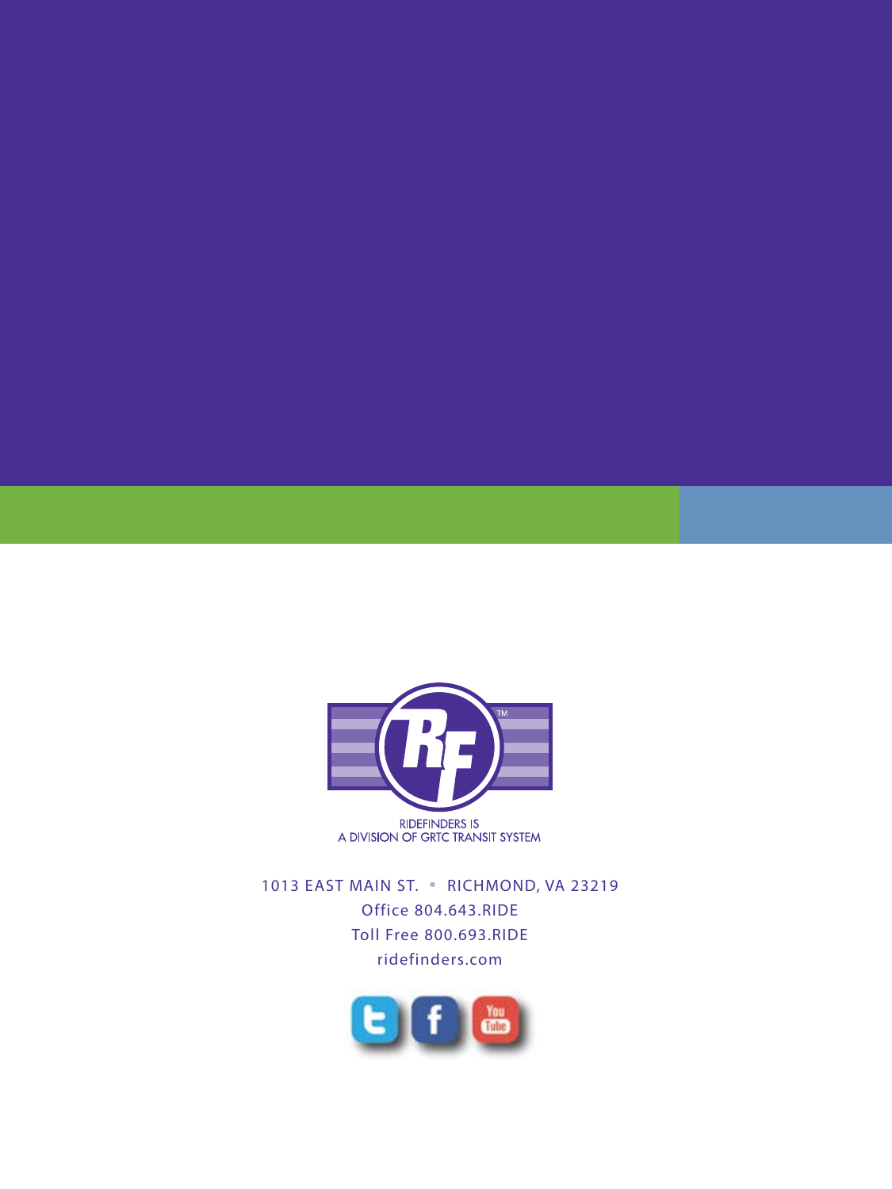RIDEFINDERS IS
A DIVISION OF GRTC TRANSIT SYSTEM

1013 EAST MAIN ST. • RICHMOND, VA 23219
Office 804.643.RIDE
Toll Free 800.693.RIDE
ridefinders.com